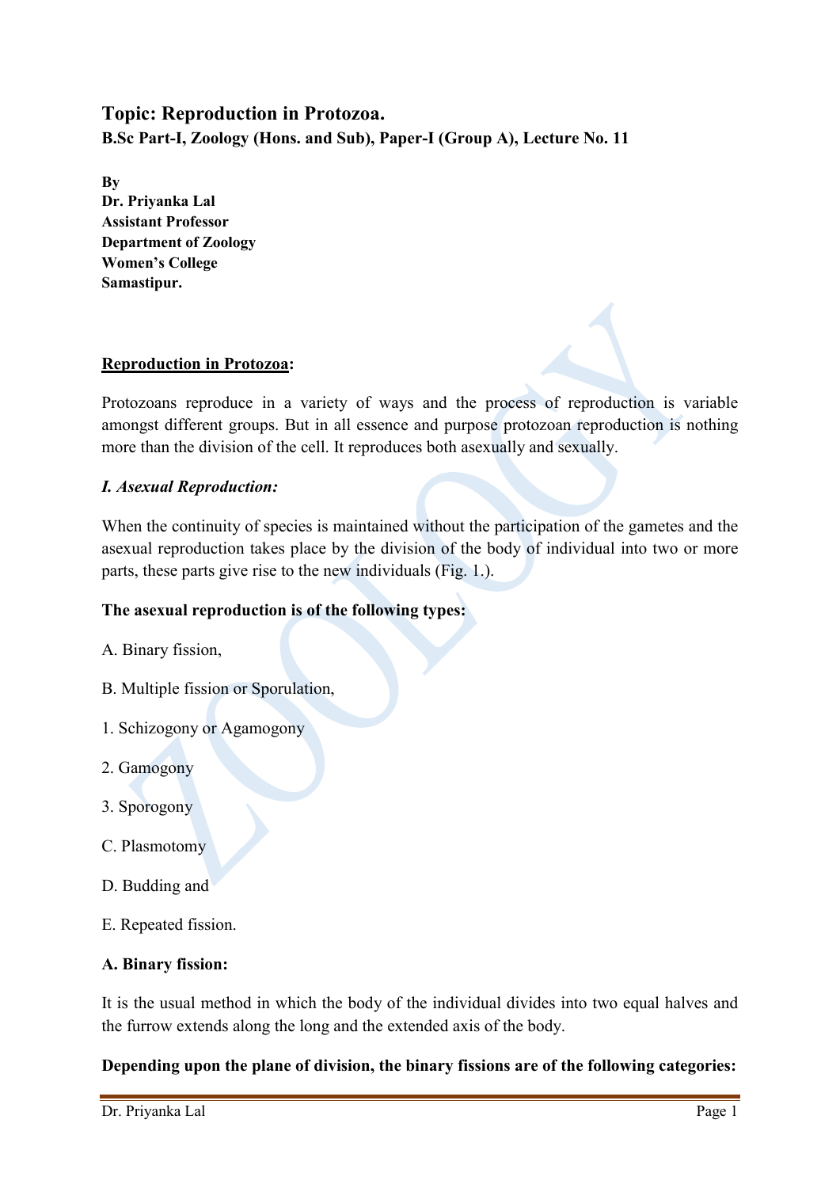# Topic: Reproduction in Protozoa.

**B.Sc Part-I, Zoology (Hons. and Sub), Paper-I (Group A), Lecture No. 11**

**By**
**Dr. Priyanka Lal**
**Assistant Professor**
**Department of Zoology**
**Women's College**
**Samastipur.**

## <u>Reproduction in Protozoa</u>:

Protozoans reproduce in a variety of ways and the process of reproduction is variable amongst different groups. But in all essence and purpose protozoan reproduction is nothing more than the division of the cell. It reproduces both asexually and sexually.

### *I. Asexual Reproduction:*

When the continuity of species is maintained without the participation of the gametes and the asexual reproduction takes place by the division of the body of individual into two or more parts, these parts give rise to the new individuals (Fig. 1.).

**The asexual reproduction is of the following types:**

A. Binary fission,

B. Multiple fission or Sporulation,

1. Schizogony or Agamogony

2. Gamogony

3. Sporogony

C. Plasmotomy

D. Budding and

E. Repeated fission.

**A. Binary fission:**

It is the usual method in which the body of the individual divides into two equal halves and the furrow extends along the long and the extended axis of the body.

**Depending upon the plane of division, the binary fissions are of the following categories:**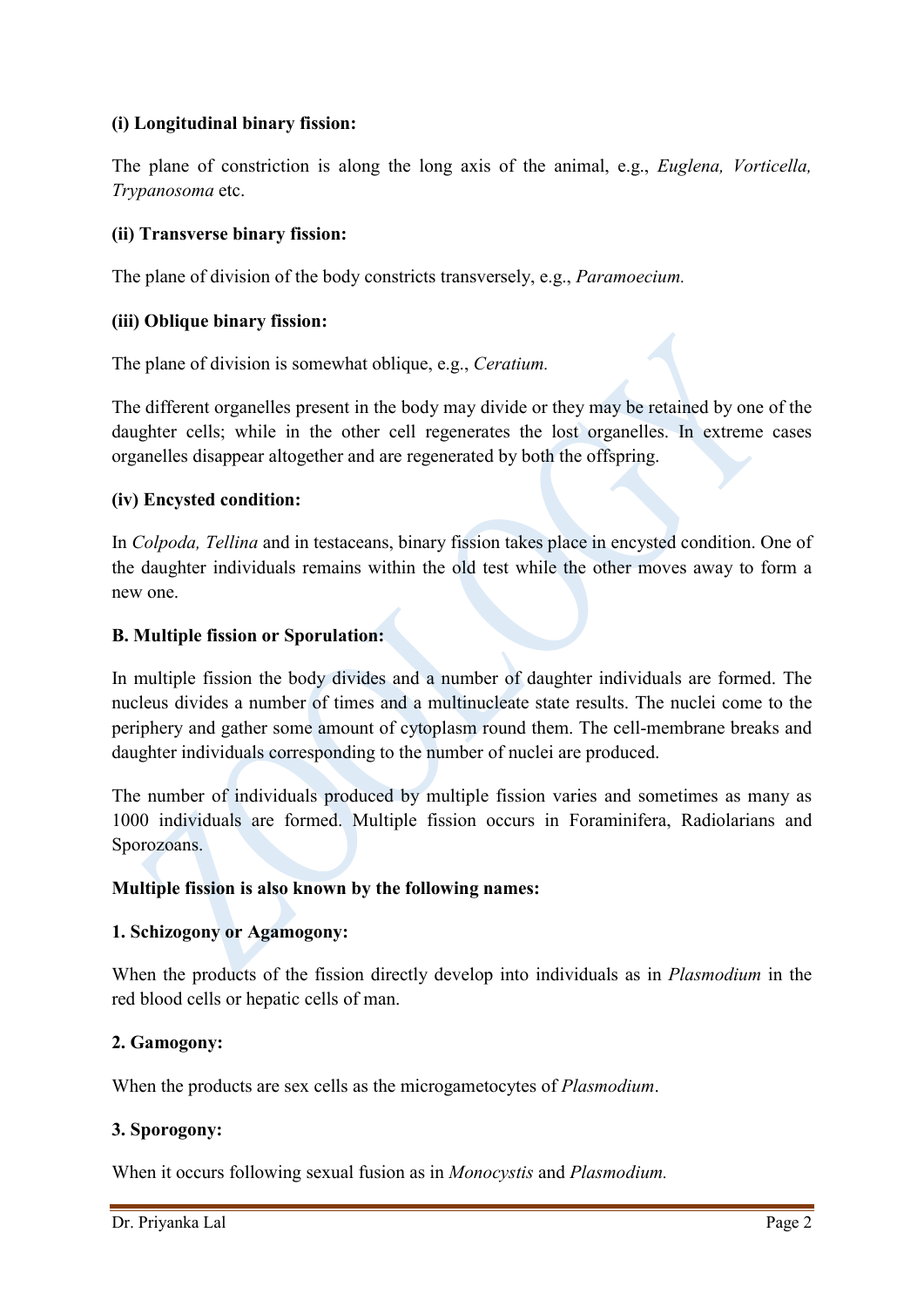**(i) Longitudinal binary fission:**

The plane of constriction is along the long axis of the animal, e.g., *Euglena, Vorticella, Trypanosoma* etc.

**(ii) Transverse binary fission:**

The plane of division of the body constricts transversely, e.g., *Paramoecium.*

**(iii) Oblique binary fission:**

The plane of division is somewhat oblique, e.g., *Ceratium.*

The different organelles present in the body may divide or they may be retained by one of the daughter cells; while in the other cell regenerates the lost organelles. In extreme cases organelles disappear altogether and are regenerated by both the offspring.

**(iv) Encysted condition:**

In *Colpoda, Tellina* and in testaceans, binary fission takes place in encysted condition. One of the daughter individuals remains within the old test while the other moves away to form a new one.

**B. Multiple fission or Sporulation:**

In multiple fission the body divides and a number of daughter individuals are formed. The nucleus divides a number of times and a multinucleate state results. The nuclei come to the periphery and gather some amount of cytoplasm round them. The cell-membrane breaks and daughter individuals corresponding to the number of nuclei are produced.

The number of individuals produced by multiple fission varies and sometimes as many as 1000 individuals are formed. Multiple fission occurs in Foraminifera, Radiolarians and Sporozoans.

**Multiple fission is also known by the following names:**

**1. Schizogony or Agamogony:**

When the products of the fission directly develop into individuals as in *Plasmodium* in the red blood cells or hepatic cells of man.

**2. Gamogony:**

When the products are sex cells as the microgametocytes of *Plasmodium*.

**3. Sporogony:**

When it occurs following sexual fusion as in *Monocystis* and *Plasmodium.*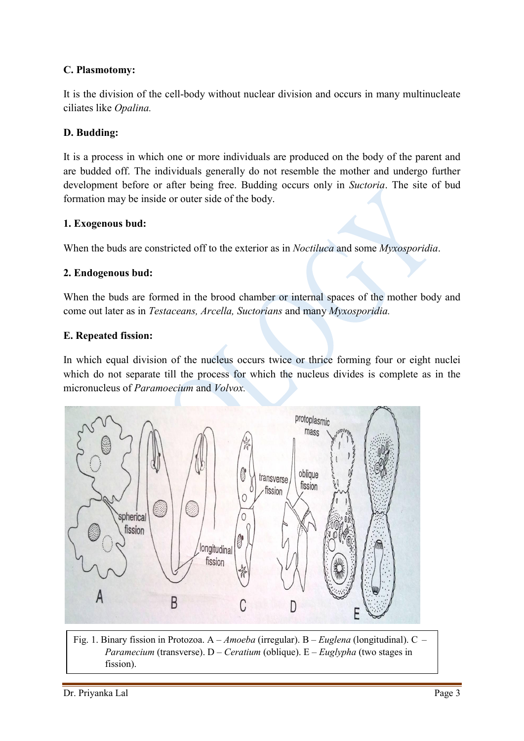**C. Plasmotomy:**

It is the division of the cell-body without nuclear division and occurs in many multinucleate ciliates like *Opalina.*

**D. Budding:**

It is a process in which one or more individuals are produced on the body of the parent and are budded off. The individuals generally do not resemble the mother and undergo further development before or after being free. Budding occurs only in *Suctoria*. The site of bud formation may be inside or outer side of the body.

**1. Exogenous bud:**

When the buds are constricted off to the exterior as in *Noctiluca* and some *Myxosporidia*.

**2. Endogenous bud:**

When the buds are formed in the brood chamber or internal spaces of the mother body and come out later as in *Testaceans, Arcella, Suctorians* and many *Myxosporidia.*

**E. Repeated fission:**

In which equal division of the nucleus occurs twice or thrice forming four or eight nuclei which do not separate till the process for which the nucleus divides is complete as in the micronucleus of *Paramoecium* and *Volvox.*

Fig. 1. Binary fission in Protozoa. A – *Amoeba* (irregular). B – *Euglena* (longitudinal). C – *Paramecium* (transverse). D – *Ceratium* (oblique). E – *Euglypha* (two stages in fission).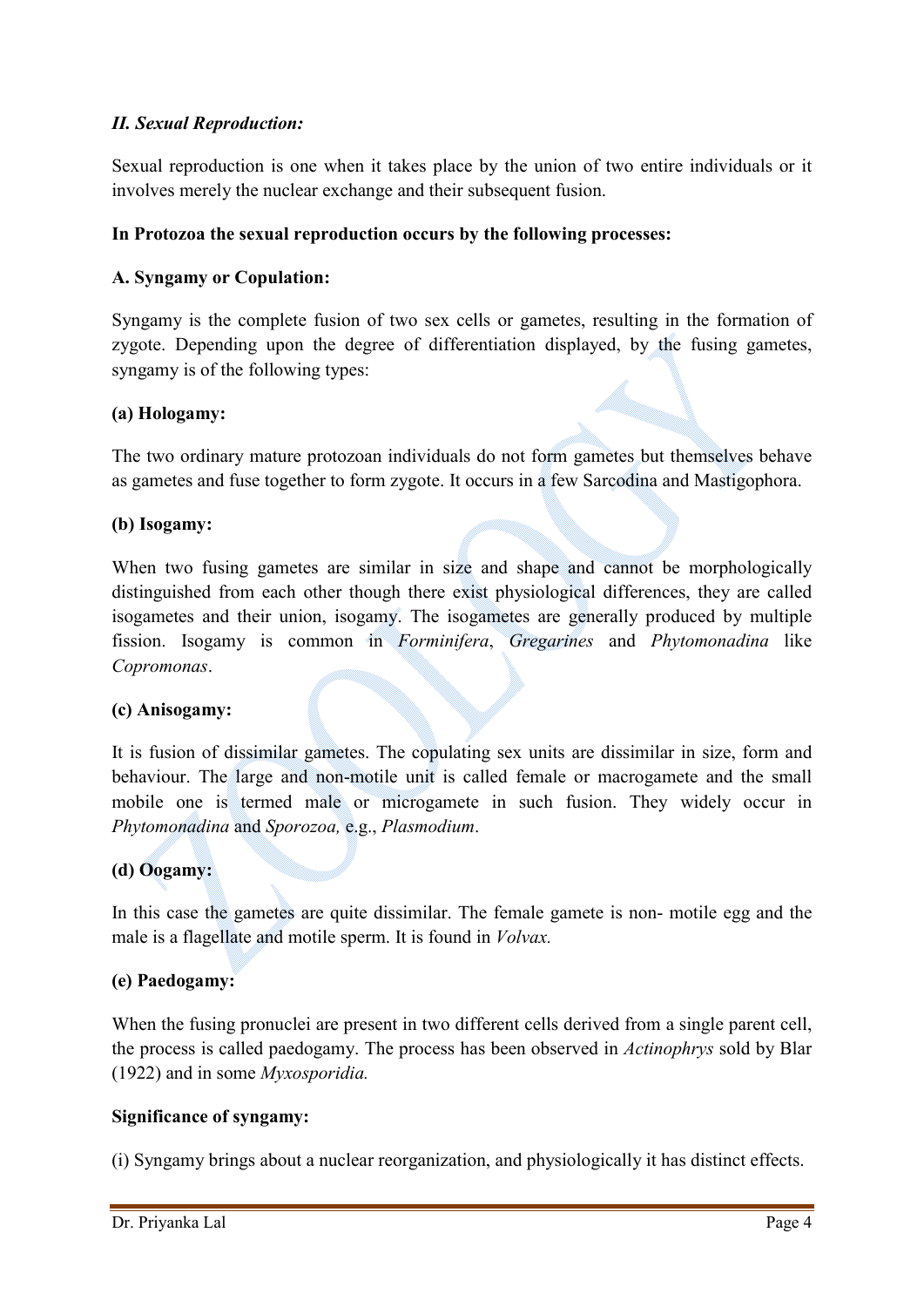### *II. Sexual Reproduction:*

Sexual reproduction is one when it takes place by the union of two entire individuals or it involves merely the nuclear exchange and their subsequent fusion.

**In Protozoa the sexual reproduction occurs by the following processes:**

**A. Syngamy or Copulation:**

Syngamy is the complete fusion of two sex cells or gametes, resulting in the formation of zygote. Depending upon the degree of differentiation displayed, by the fusing gametes, syngamy is of the following types:

**(a) Hologamy:**

The two ordinary mature protozoan individuals do not form gametes but themselves behave as gametes and fuse together to form zygote. It occurs in a few Sarcodina and Mastigophora.

**(b) Isogamy:**

When two fusing gametes are similar in size and shape and cannot be morphologically distinguished from each other though there exist physiological differences, they are called isogametes and their union, isogamy. The isogametes are generally produced by multiple fission. Isogamy is common in *Forminifera*, *Gregarines* and *Phytomonadina* like *Copromonas*.

**(c) Anisogamy:**

It is fusion of dissimilar gametes. The copulating sex units are dissimilar in size, form and behaviour. The large and non-motile unit is called female or macrogamete and the small mobile one is termed male or microgamete in such fusion. They widely occur in *Phytomonadina* and *Sporozoa,* e.g., *Plasmodium*.

**(d) Oogamy:**

In this case the gametes are quite dissimilar. The female gamete is non- motile egg and the male is a flagellate and motile sperm. It is found in *Volvax.*

**(e) Paedogamy:**

When the fusing pronuclei are present in two different cells derived from a single parent cell, the process is called paedogamy. The process has been observed in *Actinophrys* sold by Blar (1922) and in some *Myxosporidia.*

**Significance of syngamy:**

(i) Syngamy brings about a nuclear reorganization, and physiologically it has distinct effects.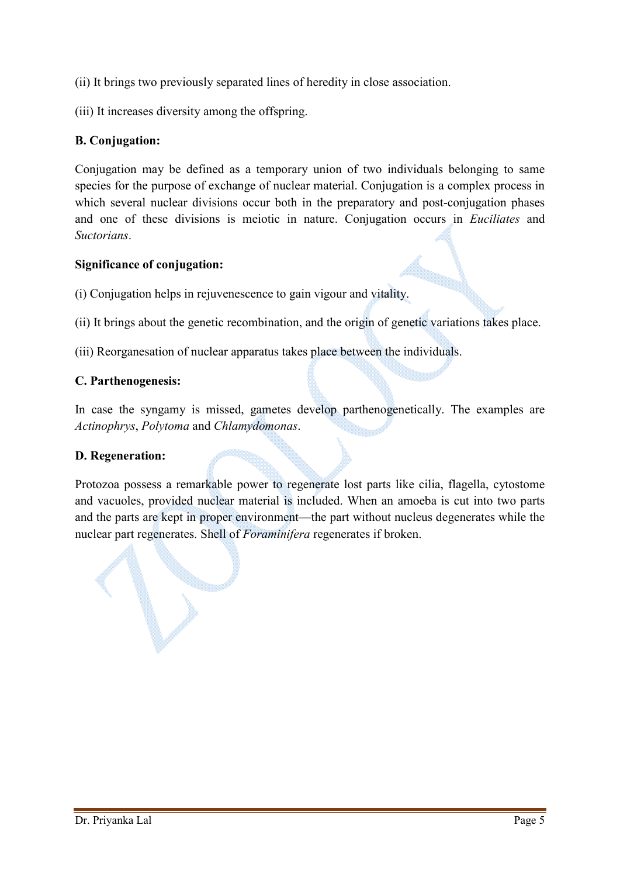(ii) It brings two previously separated lines of heredity in close association.

(iii) It increases diversity among the offspring.

**B. Conjugation:**

Conjugation may be defined as a temporary union of two individuals belonging to same species for the purpose of exchange of nuclear material. Conjugation is a complex process in which several nuclear divisions occur both in the preparatory and post-conjugation phases and one of these divisions is meiotic in nature. Conjugation occurs in *Euciliates* and *Suctorians*.

**Significance of conjugation:**

(i) Conjugation helps in rejuvenescence to gain vigour and vitality.

(ii) It brings about the genetic recombination, and the origin of genetic variations takes place.

(iii) Reorganesation of nuclear apparatus takes place between the individuals.

**C. Parthenogenesis:**

In case the syngamy is missed, gametes develop parthenogenetically. The examples are *Actinophrys*, *Polytoma* and *Chlamydomonas*.

**D. Regeneration:**

Protozoa possess a remarkable power to regenerate lost parts like cilia, flagella, cytostome and vacuoles, provided nuclear material is included. When an amoeba is cut into two parts and the parts are kept in proper environment—the part without nucleus degenerates while the nuclear part regenerates. Shell of *Foraminifera* regenerates if broken.